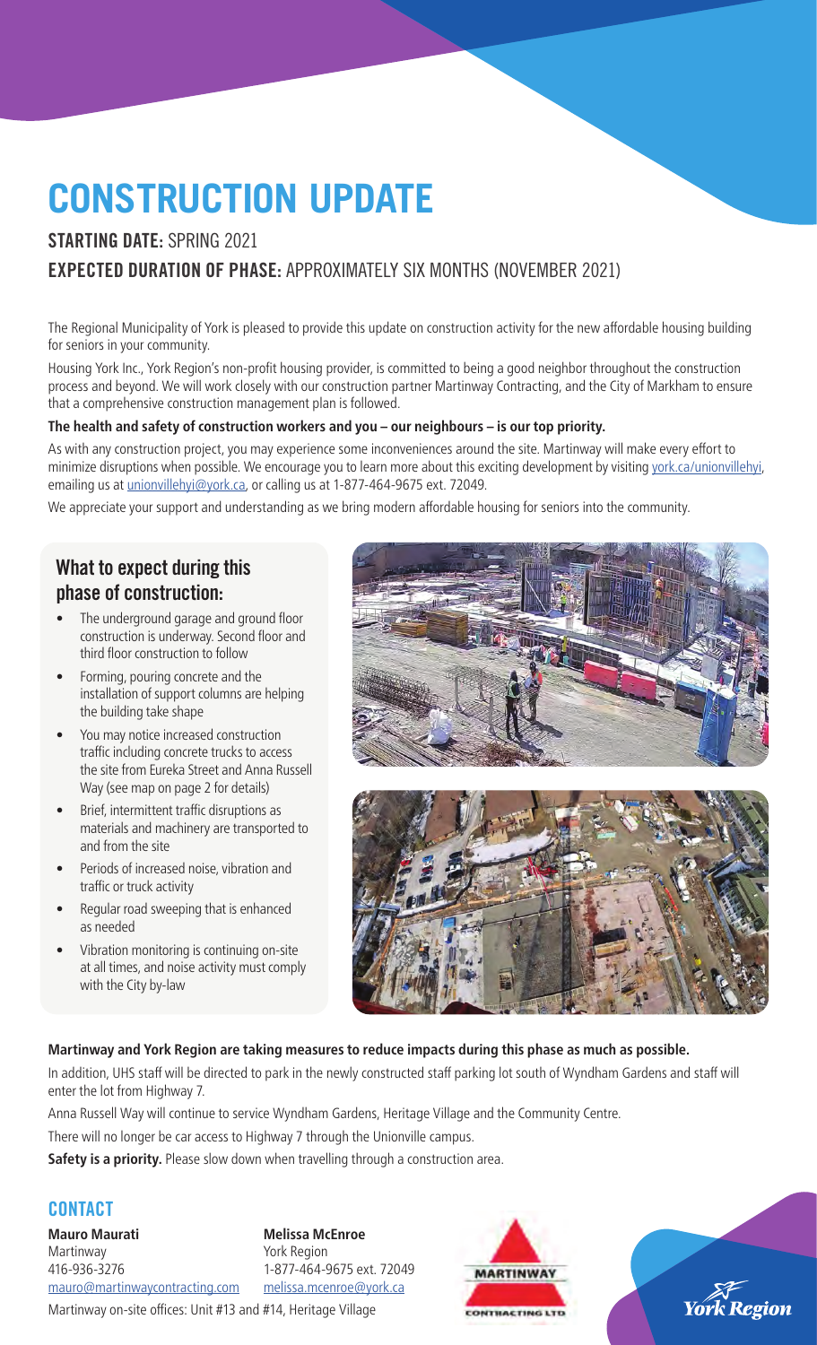# CONSTRUCTION UPDATE

**STARTING DATE:** SPRING 2021

**EXPECTED DURATION OF PHASE:** APPROXIMATELY SIX MONTHS (NOVEMBER 2021)

The Regional Municipality of York is pleased to provide this update on construction activity for the new affordable housing building for seniors in your community.

Housing York Inc., York Region's non-profit housing provider, is committed to being a good neighbor throughout the construction process and beyond. We will work closely with our construction partner Martinway Contracting, and the City of Markham to ensure that a comprehensive construction management plan is followed.

**The health and safety of construction workers and you – our neighbours – is our top priority.**

As with any construction project, you may experience some inconveniences around the site. Martinway will make every effort to minimize disruptions when possible. We encourage you to learn more about this exciting development by visiting york.ca/unionvillehyi, emailing us at unionvillehyi@york.ca, or calling us at 1-877-464-9675 ext. 72049.

We appreciate your support and understanding as we bring modern affordable housing for seniors into the community.

## What to expect during this phase of construction:

- The underground garage and ground floor construction is underway. Second floor and third floor construction to follow
- Forming, pouring concrete and the installation of support columns are helping the building take shape
- You may notice increased construction traffic including concrete trucks to access the site from Eureka Street and Anna Russell Way (see map on page 2 for details)
- Brief, intermittent traffic disruptions as materials and machinery are transported to and from the site
- Periods of increased noise, vibration and traffic or truck activity
- Regular road sweeping that is enhanced as needed
- Vibration monitoring is continuing on-site at all times, and noise activity must comply with the City by-law

**Martinway and York Region are taking measures to reduce impacts during this phase as much as possible.**

In addition, UHS staff will be directed to park in the newly constructed staff parking lot south of Wyndham Gardens and staff will enter the lot from Highway 7.

Anna Russell Way will continue to service Wyndham Gardens, Heritage Village and the Community Centre.

There will no longer be car access to Highway 7 through the Unionville campus.

**Safety is a priority.** Please slow down when travelling through a construction area.

## CONTACT

**Mauro Maurati**
Martinway
416-936-3276
mauro@martinwaycontracting.com

**Melissa McEnroe**
York Region
1-877-464-9675 ext. 72049
melissa.mcenroe@york.ca

Martinway on-site offices: Unit #13 and #14, Heritage Village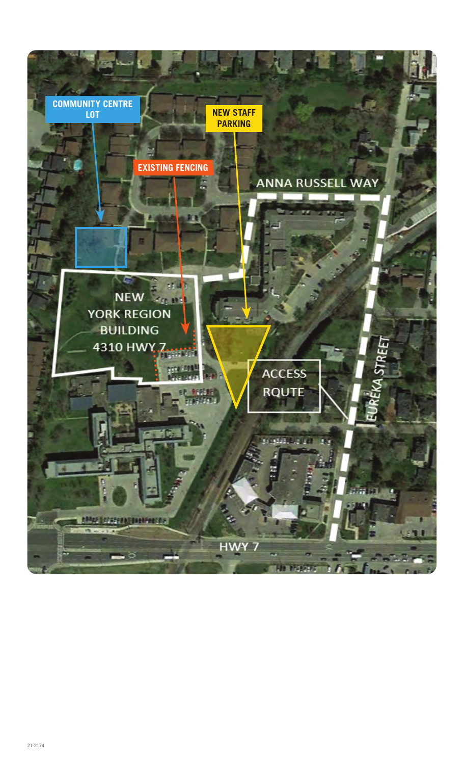COMMUNITY CENTRE LOT

NEW STAFF PARKING

EXISTING FENCING

ANNA RUSSELL WAY

NEW YORK REGION BUILDING 4310 HWY 7

ACCESS ROUTE

EUREKA STREET

HWY 7

21-2174